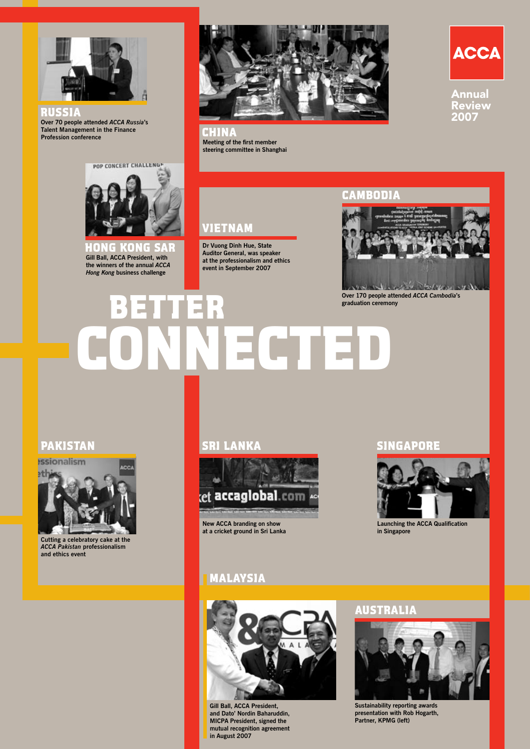# ACCA

Annual Review 2007

# BETTER CONNECTED

## RUSSIA

Over 70 people attended *ACCA Russia*'s Talent Management in the Finance Profession conference

## CHINA

Meeting of the first member steering committee in Shanghai

## HONG KONG SAR

Gill Ball, ACCA President, with the winners of the annual *ACCA Hong Kong* business challenge

## VIETNAM

Dr Vuong Dinh Hue, State Auditor General, was speaker at the professionalism and ethics event in September 2007

## CAMBODIA

Over 170 people attended *ACCA Cambodia*'s graduation ceremony

## PAKISTAN

Cutting a celebratory cake at the *ACCA Pakistan* professionalism and ethics event

## SRI LANKA

New ACCA branding on show at a cricket ground in Sri Lanka

## SINGAPORE

Launching the ACCA Qualification in Singapore

## MALAYSIA

Gill Ball, ACCA President, and Dato' Nordin Baharuddin, MICPA President, signed the mutual recognition agreement in August 2007

## AUSTRALIA

Sustainability reporting awards presentation with Rob Hogarth, Partner, KPMG (left)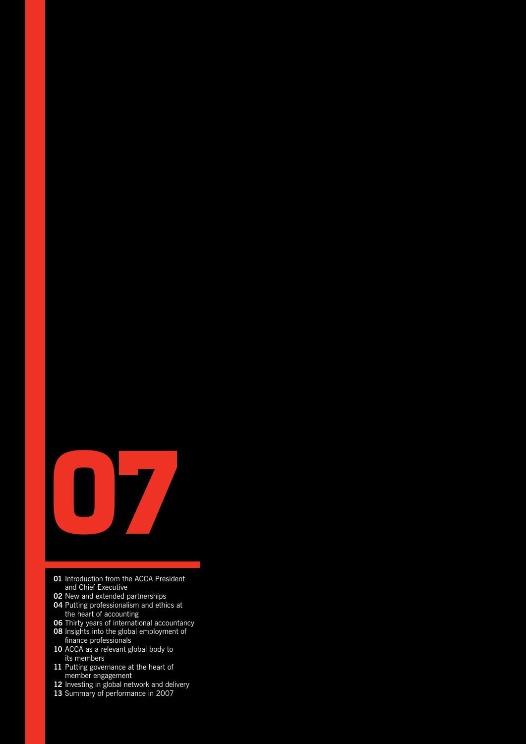# 07

- **01** Introduction from the ACCA President and Chief Executive
- **02** New and extended partnerships
- **04** Putting professionalism and ethics at the heart of accounting
- **06** Thirty years of international accountancy
- **08** Insights into the global employment of finance professionals
- **10** ACCA as a relevant global body to its members
- **11** Putting governance at the heart of member engagement
- **12** Investing in global network and delivery
- **13** Summary of performance in 2007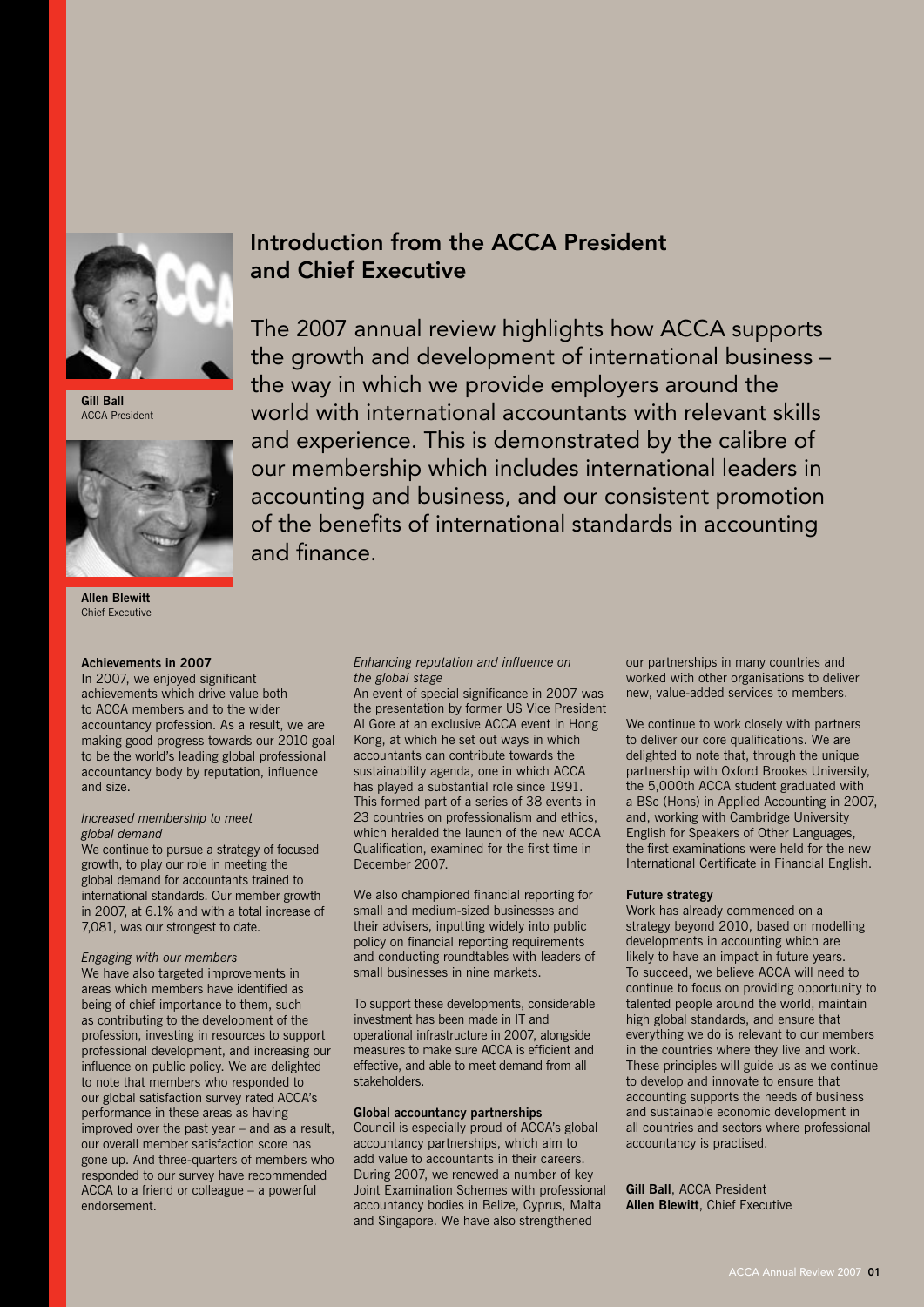Gill Ball
ACCA President

Allen Blewitt
Chief Executive

## Introduction from the ACCA President and Chief Executive

The 2007 annual review highlights how ACCA supports the growth and development of international business – the way in which we provide employers around the world with international accountants with relevant skills and experience. This is demonstrated by the calibre of our membership which includes international leaders in accounting and business, and our consistent promotion of the benefits of international standards in accounting and finance.

### Achievements in 2007

In 2007, we enjoyed significant achievements which drive value both to ACCA members and to the wider accountancy profession. As a result, we are making good progress towards our 2010 goal to be the world's leading global professional accountancy body by reputation, influence and size.

*Increased membership to meet global demand*

We continue to pursue a strategy of focused growth, to play our role in meeting the global demand for accountants trained to international standards. Our member growth in 2007, at 6.1% and with a total increase of 7,081, was our strongest to date.

*Engaging with our members*

We have also targeted improvements in areas which members have identified as being of chief importance to them, such as contributing to the development of the profession, investing in resources to support professional development, and increasing our influence on public policy. We are delighted to note that members who responded to our global satisfaction survey rated ACCA's performance in these areas as having improved over the past year – and as a result, our overall member satisfaction score has gone up. And three-quarters of members who responded to our survey have recommended ACCA to a friend or colleague – a powerful endorsement.

*Enhancing reputation and influence on the global stage*

An event of special significance in 2007 was the presentation by former US Vice President Al Gore at an exclusive ACCA event in Hong Kong, at which he set out ways in which accountants can contribute towards the sustainability agenda, one in which ACCA has played a substantial role since 1991. This formed part of a series of 38 events in 23 countries on professionalism and ethics, which heralded the launch of the new ACCA Qualification, examined for the first time in December 2007.

We also championed financial reporting for small and medium-sized businesses and their advisers, inputting widely into public policy on financial reporting requirements and conducting roundtables with leaders of small businesses in nine markets.

To support these developments, considerable investment has been made in IT and operational infrastructure in 2007, alongside measures to make sure ACCA is efficient and effective, and able to meet demand from all stakeholders.

### Global accountancy partnerships

Council is especially proud of ACCA's global accountancy partnerships, which aim to add value to accountants in their careers. During 2007, we renewed a number of key Joint Examination Schemes with professional accountancy bodies in Belize, Cyprus, Malta and Singapore. We have also strengthened our partnerships in many countries and worked with other organisations to deliver new, value-added services to members.

We continue to work closely with partners to deliver our core qualifications. We are delighted to note that, through the unique partnership with Oxford Brookes University, the 5,000th ACCA student graduated with a BSc (Hons) in Applied Accounting in 2007, and, working with Cambridge University English for Speakers of Other Languages, the first examinations were held for the new International Certificate in Financial English.

### Future strategy

Work has already commenced on a strategy beyond 2010, based on modelling developments in accounting which are likely to have an impact in future years. To succeed, we believe ACCA will need to continue to focus on providing opportunity to talented people around the world, maintain high global standards, and ensure that everything we do is relevant to our members in the countries where they live and work. These principles will guide us as we continue to develop and innovate to ensure that accounting supports the needs of business and sustainable economic development in all countries and sectors where professional accountancy is practised.

**Gill Ball**, ACCA President
**Allen Blewitt**, Chief Executive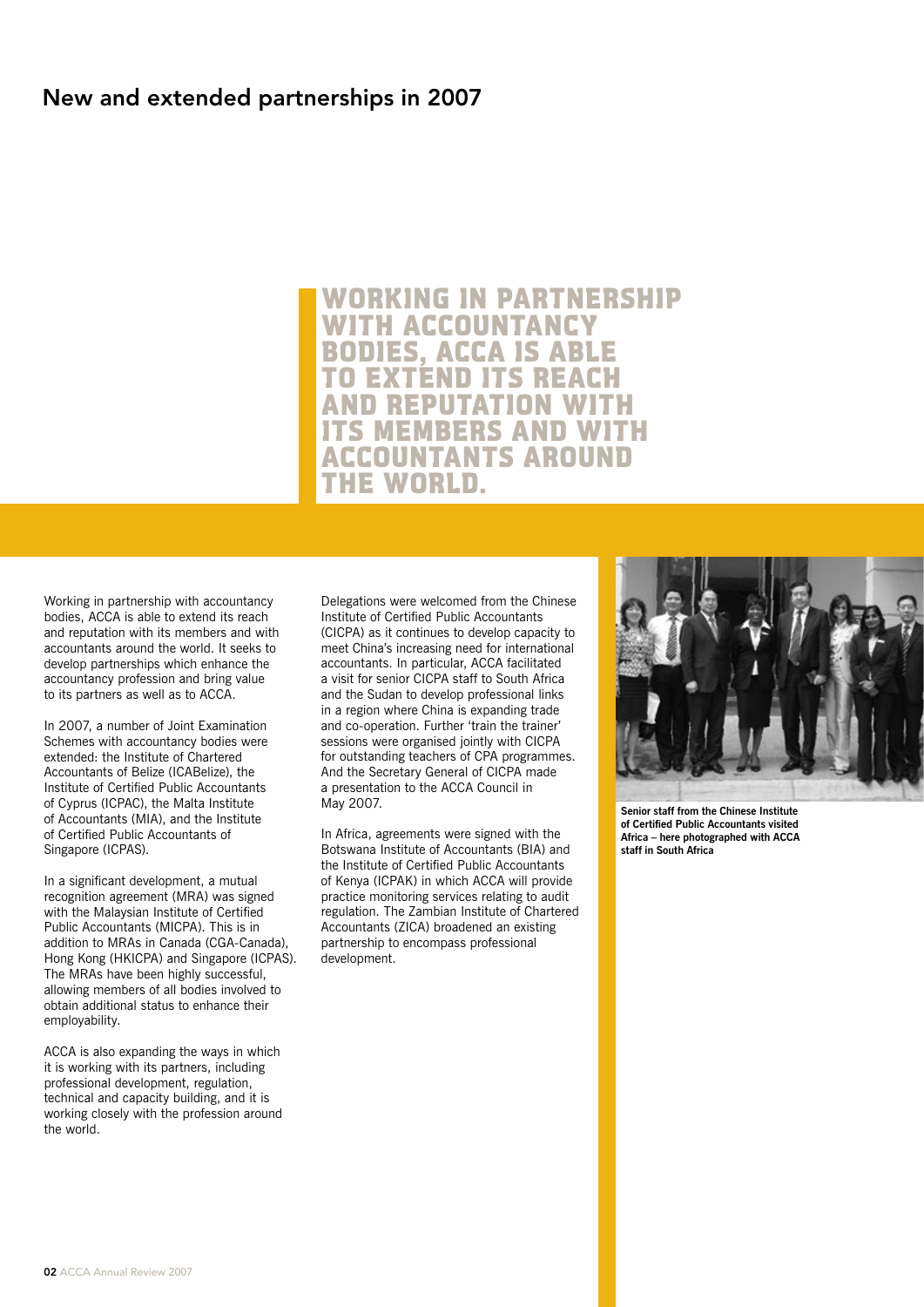# New and extended partnerships in 2007

**WORKING IN PARTNERSHIP WITH ACCOUNTANCY BODIES, ACCA IS ABLE TO EXTEND ITS REACH AND REPUTATION WITH ITS MEMBERS AND WITH ACCOUNTANTS AROUND THE WORLD.**

Working in partnership with accountancy bodies, ACCA is able to extend its reach and reputation with its members and with accountants around the world. It seeks to develop partnerships which enhance the accountancy profession and bring value to its partners as well as to ACCA.

In 2007, a number of Joint Examination Schemes with accountancy bodies were extended: the Institute of Chartered Accountants of Belize (ICABelize), the Institute of Certified Public Accountants of Cyprus (ICPAC), the Malta Institute of Accountants (MIA), and the Institute of Certified Public Accountants of Singapore (ICPAS).

In a significant development, a mutual recognition agreement (MRA) was signed with the Malaysian Institute of Certified Public Accountants (MICPA). This is in addition to MRAs in Canada (CGA-Canada), Hong Kong (HKICPA) and Singapore (ICPAS). The MRAs have been highly successful, allowing members of all bodies involved to obtain additional status to enhance their employability.

ACCA is also expanding the ways in which it is working with its partners, including professional development, regulation, technical and capacity building, and it is working closely with the profession around the world.

Delegations were welcomed from the Chinese Institute of Certified Public Accountants (CICPA) as it continues to develop capacity to meet China's increasing need for international accountants. In particular, ACCA facilitated a visit for senior CICPA staff to South Africa and the Sudan to develop professional links in a region where China is expanding trade and co-operation. Further 'train the trainer' sessions were organised jointly with CICPA for outstanding teachers of CPA programmes. And the Secretary General of CICPA made a presentation to the ACCA Council in May 2007.

In Africa, agreements were signed with the Botswana Institute of Accountants (BIA) and the Institute of Certified Public Accountants of Kenya (ICPAK) in which ACCA will provide practice monitoring services relating to audit regulation. The Zambian Institute of Chartered Accountants (ZICA) broadened an existing partnership to encompass professional development.

**Senior staff from the Chinese Institute of Certified Public Accountants visited Africa – here photographed with ACCA staff in South Africa**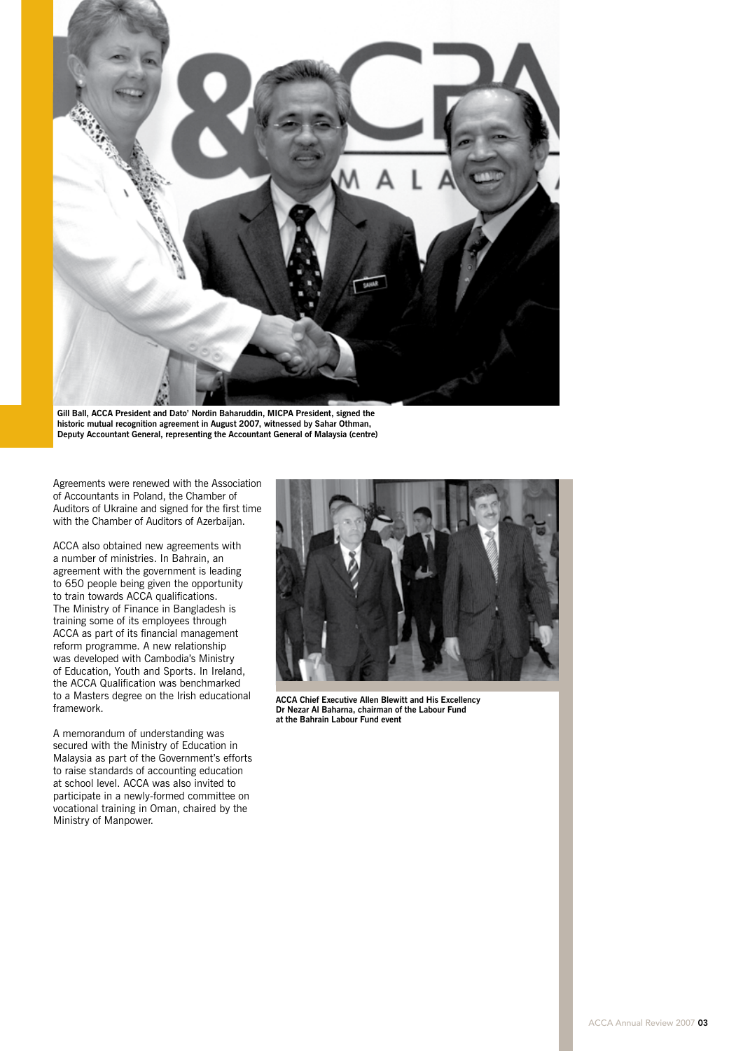Gill Ball, ACCA President and Dato' Nordin Baharuddin, MICPA President, signed the historic mutual recognition agreement in August 2007, witnessed by Sahar Othman, Deputy Accountant General, representing the Accountant General of Malaysia (centre)

Agreements were renewed with the Association of Accountants in Poland, the Chamber of Auditors of Ukraine and signed for the first time with the Chamber of Auditors of Azerbaijan.

ACCA also obtained new agreements with a number of ministries. In Bahrain, an agreement with the government is leading to 650 people being given the opportunity to train towards ACCA qualifications. The Ministry of Finance in Bangladesh is training some of its employees through ACCA as part of its financial management reform programme. A new relationship was developed with Cambodia's Ministry of Education, Youth and Sports. In Ireland, the ACCA Qualification was benchmarked to a Masters degree on the Irish educational framework.

A memorandum of understanding was secured with the Ministry of Education in Malaysia as part of the Government's efforts to raise standards of accounting education at school level. ACCA was also invited to participate in a newly-formed committee on vocational training in Oman, chaired by the Ministry of Manpower.

ACCA Chief Executive Allen Blewitt and His Excellency Dr Nezar Al Baharna, chairman of the Labour Fund at the Bahrain Labour Fund event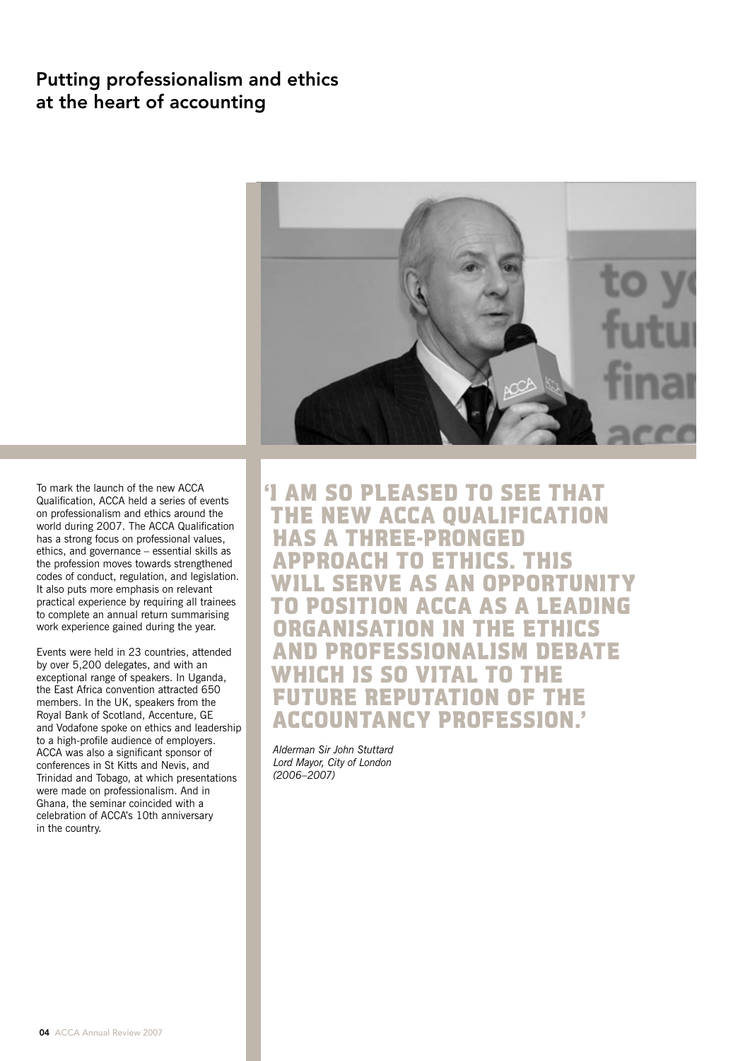# Putting professionalism and ethics at the heart of accounting

To mark the launch of the new ACCA Qualification, ACCA held a series of events on professionalism and ethics around the world during 2007. The ACCA Qualification has a strong focus on professional values, ethics, and governance – essential skills as the profession moves towards strengthened codes of conduct, regulation, and legislation. It also puts more emphasis on relevant practical experience by requiring all trainees to complete an annual return summarising work experience gained during the year.

Events were held in 23 countries, attended by over 5,200 delegates, and with an exceptional range of speakers. In Uganda, the East Africa convention attracted 650 members. In the UK, speakers from the Royal Bank of Scotland, Accenture, GE and Vodafone spoke on ethics and leadership to a high-profile audience of employers. ACCA was also a significant sponsor of conferences in St Kitts and Nevis, and Trinidad and Tobago, at which presentations were made on professionalism. And in Ghana, the seminar coincided with a celebration of ACCA's 10th anniversary in the country.

**'I AM SO PLEASED TO SEE THAT THE NEW ACCA QUALIFICATION HAS A THREE-PRONGED APPROACH TO ETHICS. THIS WILL SERVE AS AN OPPORTUNITY TO POSITION ACCA AS A LEADING ORGANISATION IN THE ETHICS AND PROFESSIONALISM DEBATE WHICH IS SO VITAL TO THE FUTURE REPUTATION OF THE ACCOUNTANCY PROFESSION.'**

*Alderman Sir John Stuttard*
*Lord Mayor, City of London*
*(2006–2007)*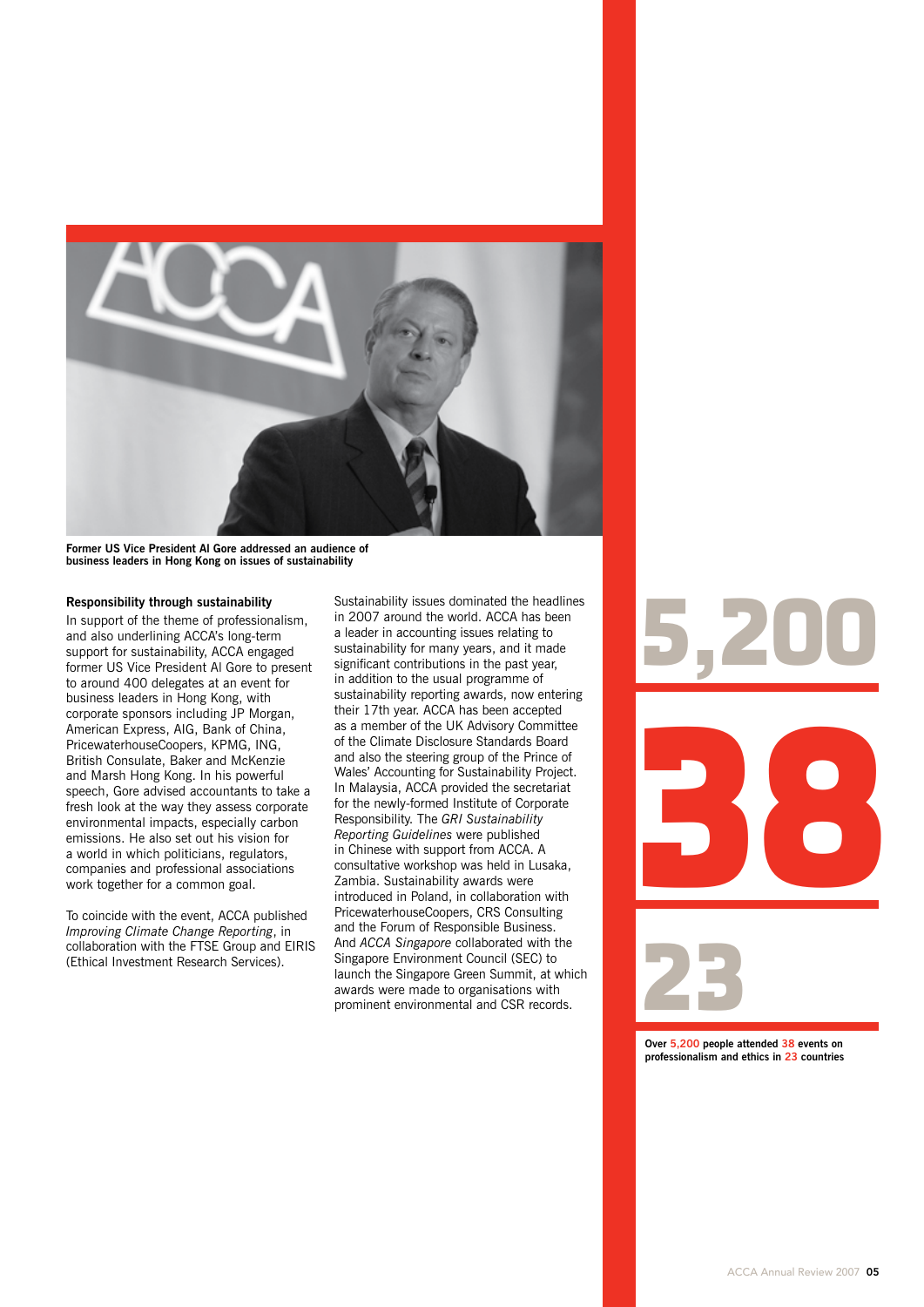Former US Vice President Al Gore addressed an audience of business leaders in Hong Kong on issues of sustainability

### Responsibility through sustainability

In support of the theme of professionalism, and also underlining ACCA's long-term support for sustainability, ACCA engaged former US Vice President Al Gore to present to around 400 delegates at an event for business leaders in Hong Kong, with corporate sponsors including JP Morgan, American Express, AIG, Bank of China, PricewaterhouseCoopers, KPMG, ING, British Consulate, Baker and McKenzie and Marsh Hong Kong. In his powerful speech, Gore advised accountants to take a fresh look at the way they assess corporate environmental impacts, especially carbon emissions. He also set out his vision for a world in which politicians, regulators, companies and professional associations work together for a common goal.

To coincide with the event, ACCA published *Improving Climate Change Reporting*, in collaboration with the FTSE Group and EIRIS (Ethical Investment Research Services).

Sustainability issues dominated the headlines in 2007 around the world. ACCA has been a leader in accounting issues relating to sustainability for many years, and it made significant contributions in the past year, in addition to the usual programme of sustainability reporting awards, now entering their 17th year. ACCA has been accepted as a member of the UK Advisory Committee of the Climate Disclosure Standards Board and also the steering group of the Prince of Wales' Accounting for Sustainability Project. In Malaysia, ACCA provided the secretariat for the newly-formed Institute of Corporate Responsibility. The *GRI Sustainability Reporting Guidelines* were published in Chinese with support from ACCA. A consultative workshop was held in Lusaka, Zambia. Sustainability awards were introduced in Poland, in collaboration with PricewaterhouseCoopers, CRS Consulting and the Forum of Responsible Business. And *ACCA Singapore* collaborated with the Singapore Environment Council (SEC) to launch the Singapore Green Summit, at which awards were made to organisations with prominent environmental and CSR records.

**5,200**

**38**

**23**

**Over 5,200 people attended 38 events on professionalism and ethics in 23 countries**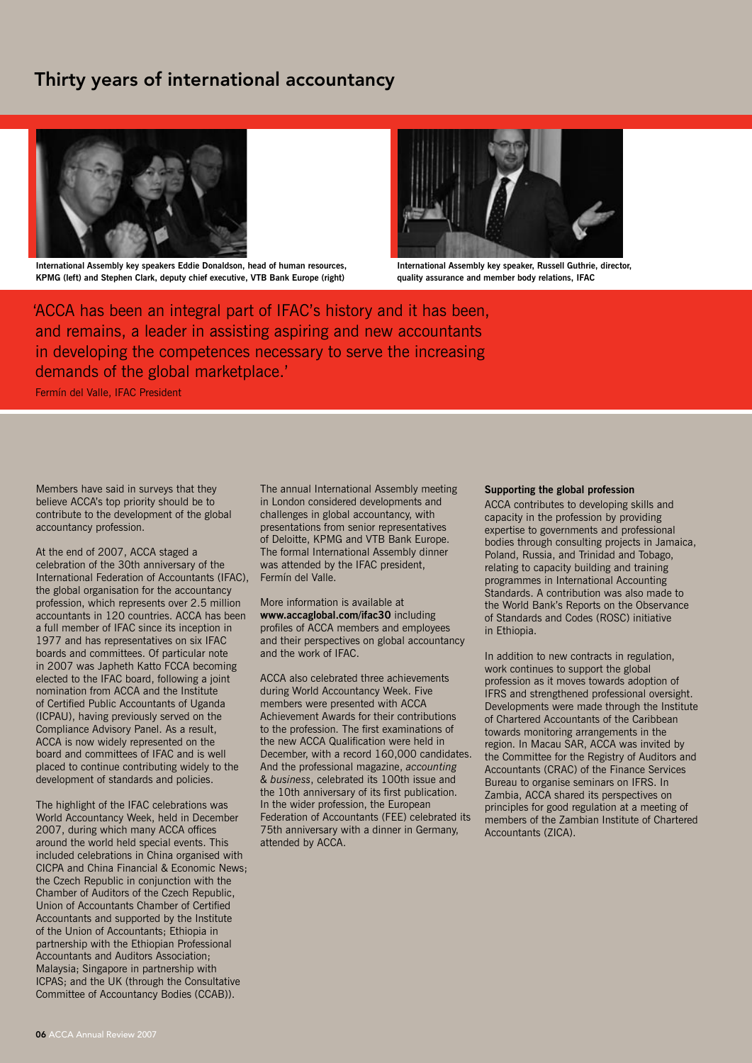# Thirty years of international accountancy

International Assembly key speakers Eddie Donaldson, head of human resources, KPMG (left) and Stephen Clark, deputy chief executive, VTB Bank Europe (right)

International Assembly key speaker, Russell Guthrie, director, quality assurance and member body relations, IFAC

> 'ACCA has been an integral part of IFAC's history and it has been, and remains, a leader in assisting aspiring and new accountants in developing the competences necessary to serve the increasing demands of the global marketplace.'
>
> Fermín del Valle, IFAC President

Members have said in surveys that they believe ACCA's top priority should be to contribute to the development of the global accountancy profession.

At the end of 2007, ACCA staged a celebration of the 30th anniversary of the International Federation of Accountants (IFAC), the global organisation for the accountancy profession, which represents over 2.5 million accountants in 120 countries. ACCA has been a full member of IFAC since its inception in 1977 and has representatives on six IFAC boards and committees. Of particular note in 2007 was Japheth Katto FCCA becoming elected to the IFAC board, following a joint nomination from ACCA and the Institute of Certified Public Accountants of Uganda (ICPAU), having previously served on the Compliance Advisory Panel. As a result, ACCA is now widely represented on the board and committees of IFAC and is well placed to continue contributing widely to the development of standards and policies.

The highlight of the IFAC celebrations was World Accountancy Week, held in December 2007, during which many ACCA offices around the world held special events. This included celebrations in China organised with CICPA and China Financial & Economic News; the Czech Republic in conjunction with the Chamber of Auditors of the Czech Republic, Union of Accountants Chamber of Certified Accountants and supported by the Institute of the Union of Accountants; Ethiopia in partnership with the Ethiopian Professional Accountants and Auditors Association; Malaysia; Singapore in partnership with ICPAS; and the UK (through the Consultative Committee of Accountancy Bodies (CCAB)).

The annual International Assembly meeting in London considered developments and challenges in global accountancy, with presentations from senior representatives of Deloitte, KPMG and VTB Bank Europe. The formal International Assembly dinner was attended by the IFAC president, Fermín del Valle.

More information is available at **www.accaglobal.com/ifac30** including profiles of ACCA members and employees and their perspectives on global accountancy and the work of IFAC.

ACCA also celebrated three achievements during World Accountancy Week. Five members were presented with ACCA Achievement Awards for their contributions to the profession. The first examinations of the new ACCA Qualification were held in December, with a record 160,000 candidates. And the professional magazine, *accounting & business*, celebrated its 100th issue and the 10th anniversary of its first publication. In the wider profession, the European Federation of Accountants (FEE) celebrated its 75th anniversary with a dinner in Germany, attended by ACCA.

**Supporting the global profession**

ACCA contributes to developing skills and capacity in the profession by providing expertise to governments and professional bodies through consulting projects in Jamaica, Poland, Russia, and Trinidad and Tobago, relating to capacity building and training programmes in International Accounting Standards. A contribution was also made to the World Bank's Reports on the Observance of Standards and Codes (ROSC) initiative in Ethiopia.

In addition to new contracts in regulation, work continues to support the global profession as it moves towards adoption of IFRS and strengthened professional oversight. Developments were made through the Institute of Chartered Accountants of the Caribbean towards monitoring arrangements in the region. In Macau SAR, ACCA was invited by the Committee for the Registry of Auditors and Accountants (CRAC) of the Finance Services Bureau to organise seminars on IFRS. In Zambia, ACCA shared its perspectives on principles for good regulation at a meeting of members of the Zambian Institute of Chartered Accountants (ZICA).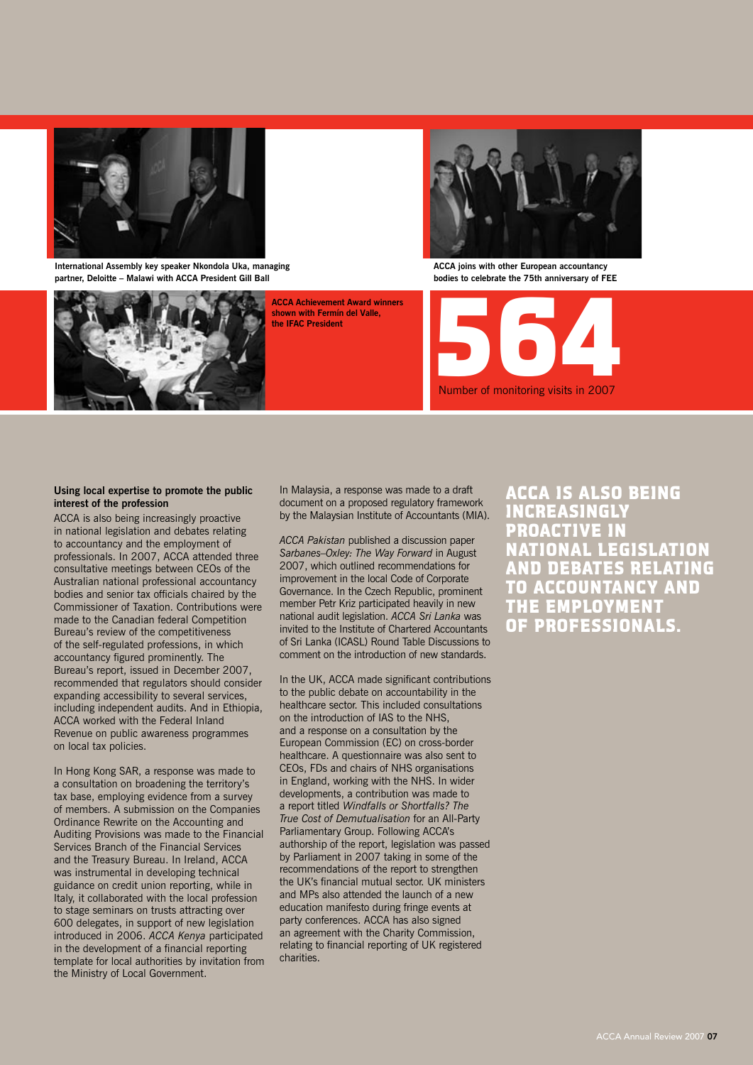International Assembly key speaker Nkondola Uka, managing partner, Deloitte – Malawi with ACCA President Gill Ball

ACCA joins with other European accountancy bodies to celebrate the 75th anniversary of FEE

ACCA Achievement Award winners shown with Fermín del Valle, the IFAC President

**564**

Number of monitoring visits in 2007

### Using local expertise to promote the public interest of the profession

ACCA is also being increasingly proactive in national legislation and debates relating to accountancy and the employment of professionals. In 2007, ACCA attended three consultative meetings between CEOs of the Australian national professional accountancy bodies and senior tax officials chaired by the Commissioner of Taxation. Contributions were made to the Canadian federal Competition Bureau's review of the competitiveness of the self-regulated professions, in which accountancy figured prominently. The Bureau's report, issued in December 2007, recommended that regulators should consider expanding accessibility to several services, including independent audits. And in Ethiopia, ACCA worked with the Federal Inland Revenue on public awareness programmes on local tax policies.

In Hong Kong SAR, a response was made to a consultation on broadening the territory's tax base, employing evidence from a survey of members. A submission on the Companies Ordinance Rewrite on the Accounting and Auditing Provisions was made to the Financial Services Branch of the Financial Services and the Treasury Bureau. In Ireland, ACCA was instrumental in developing technical guidance on credit union reporting, while in Italy, it collaborated with the local profession to stage seminars on trusts attracting over 600 delegates, in support of new legislation introduced in 2006. *ACCA Kenya* participated in the development of a financial reporting template for local authorities by invitation from the Ministry of Local Government.

In Malaysia, a response was made to a draft document on a proposed regulatory framework by the Malaysian Institute of Accountants (MIA).

*ACCA Pakistan* published a discussion paper *Sarbanes–Oxley: The Way Forward* in August 2007, which outlined recommendations for improvement in the local Code of Corporate Governance. In the Czech Republic, prominent member Petr Kriz participated heavily in new national audit legislation. *ACCA Sri Lanka* was invited to the Institute of Chartered Accountants of Sri Lanka (ICASL) Round Table Discussions to comment on the introduction of new standards.

In the UK, ACCA made significant contributions to the public debate on accountability in the healthcare sector. This included consultations on the introduction of IAS to the NHS, and a response on a consultation by the European Commission (EC) on cross-border healthcare. A questionnaire was also sent to CEOs, FDs and chairs of NHS organisations in England, working with the NHS. In wider developments, a contribution was made to a report titled *Windfalls or Shortfalls? The True Cost of Demutualisation* for an All-Party Parliamentary Group. Following ACCA's authorship of the report, legislation was passed by Parliament in 2007 taking in some of the recommendations of the report to strengthen the UK's financial mutual sector. UK ministers and MPs also attended the launch of a new education manifesto during fringe events at party conferences. ACCA has also signed an agreement with the Charity Commission, relating to financial reporting of UK registered charities.

**ACCA IS ALSO BEING INCREASINGLY PROACTIVE IN NATIONAL LEGISLATION AND DEBATES RELATING TO ACCOUNTANCY AND THE EMPLOYMENT OF PROFESSIONALS.**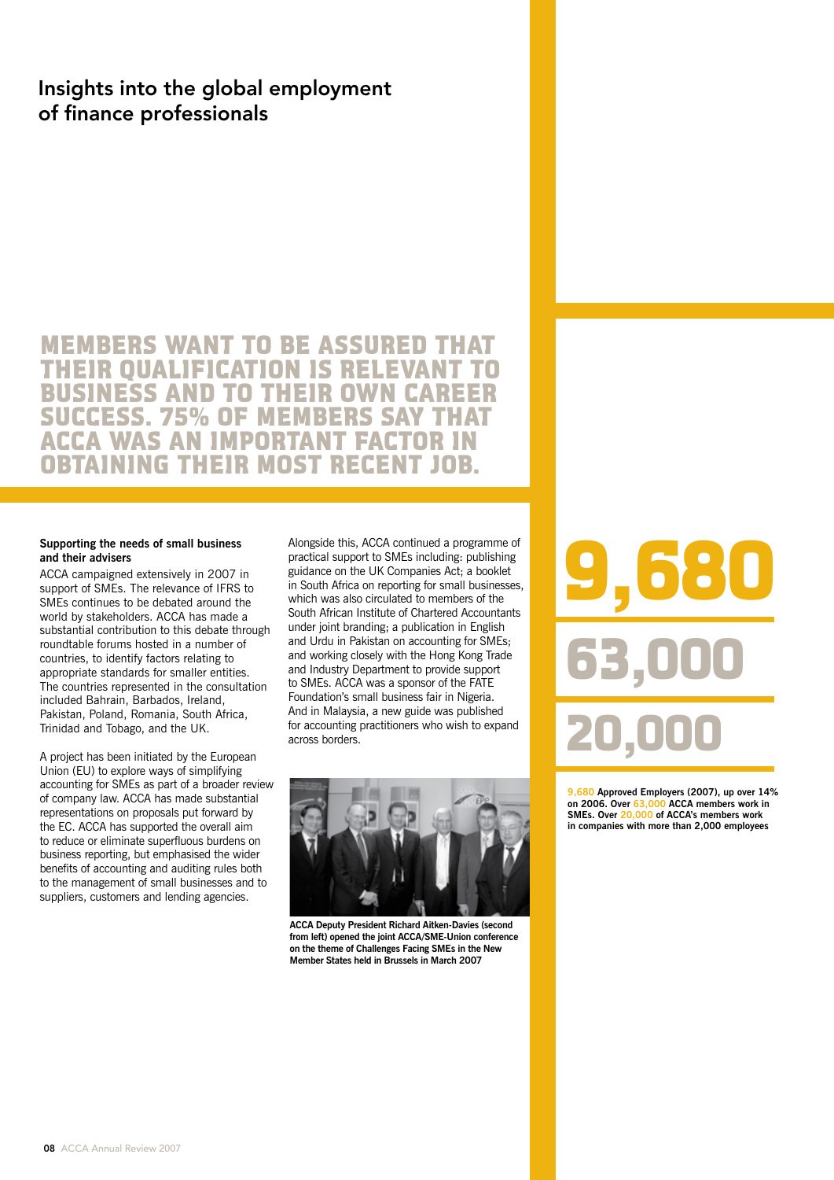## Insights into the global employment of finance professionals

**MEMBERS WANT TO BE ASSURED THAT THEIR QUALIFICATION IS RELEVANT TO BUSINESS AND TO THEIR OWN CAREER SUCCESS. 75% OF MEMBERS SAY THAT ACCA WAS AN IMPORTANT FACTOR IN OBTAINING THEIR MOST RECENT JOB.**

### Supporting the needs of small business and their advisers

ACCA campaigned extensively in 2007 in support of SMEs. The relevance of IFRS to SMEs continues to be debated around the world by stakeholders. ACCA has made a substantial contribution to this debate through roundtable forums hosted in a number of countries, to identify factors relating to appropriate standards for smaller entities. The countries represented in the consultation included Bahrain, Barbados, Ireland, Pakistan, Poland, Romania, South Africa, Trinidad and Tobago, and the UK.

A project has been initiated by the European Union (EU) to explore ways of simplifying accounting for SMEs as part of a broader review of company law. ACCA has made substantial representations on proposals put forward by the EC. ACCA has supported the overall aim to reduce or eliminate superfluous burdens on business reporting, but emphasised the wider benefits of accounting and auditing rules both to the management of small businesses and to suppliers, customers and lending agencies.

Alongside this, ACCA continued a programme of practical support to SMEs including: publishing guidance on the UK Companies Act; a booklet in South Africa on reporting for small businesses, which was also circulated to members of the South African Institute of Chartered Accountants under joint branding; a publication in English and Urdu in Pakistan on accounting for SMEs; and working closely with the Hong Kong Trade and Industry Department to provide support to SMEs. ACCA was a sponsor of the FATE Foundation's small business fair in Nigeria. And in Malaysia, a new guide was published for accounting practitioners who wish to expand across borders.

ACCA Deputy President Richard Aitken-Davies (second from left) opened the joint ACCA/SME-Union conference on the theme of Challenges Facing SMEs in the New Member States held in Brussels in March 2007

**9,680**

**63,000**

**20,000**

**9,680 Approved Employers (2007), up over 14% on 2006. Over 63,000 ACCA members work in SMEs. Over 20,000 of ACCA's members work in companies with more than 2,000 employees**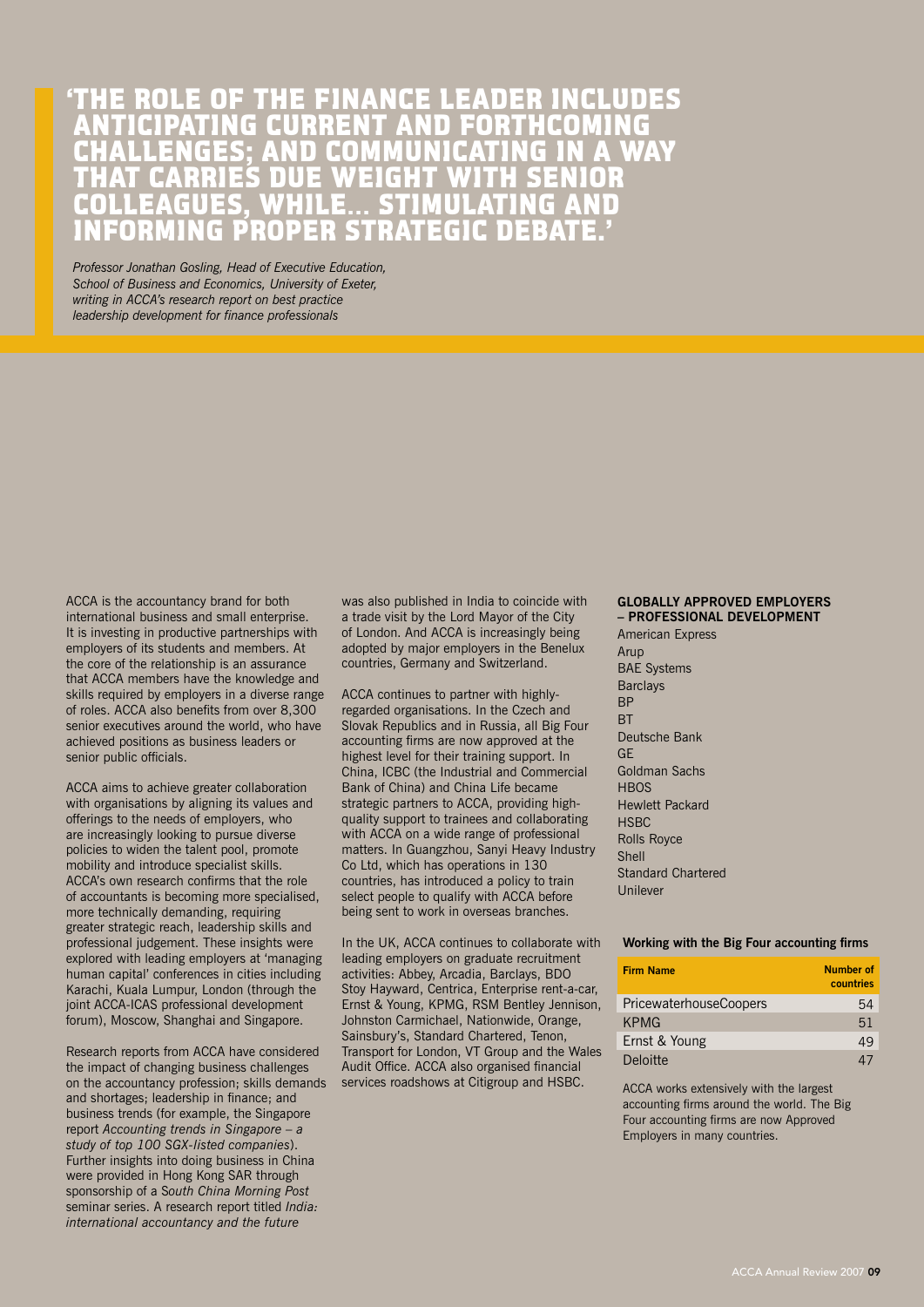# 'THE ROLE OF THE FINANCE LEADER INCLUDES ANTICIPATING CURRENT AND FORTHCOMING CHALLENGES; AND COMMUNICATING IN A WAY THAT CARRIES DUE WEIGHT WITH SENIOR COLLEAGUES, WHILE... STIMULATING AND INFORMING PROPER STRATEGIC DEBATE.'

*Professor Jonathan Gosling, Head of Executive Education, School of Business and Economics, University of Exeter, writing in ACCA's research report on best practice leadership development for finance professionals*

ACCA is the accountancy brand for both international business and small enterprise. It is investing in productive partnerships with employers of its students and members. At the core of the relationship is an assurance that ACCA members have the knowledge and skills required by employers in a diverse range of roles. ACCA also benefits from over 8,300 senior executives around the world, who have achieved positions as business leaders or senior public officials.

ACCA aims to achieve greater collaboration with organisations by aligning its values and offerings to the needs of employers, who are increasingly looking to pursue diverse policies to widen the talent pool, promote mobility and introduce specialist skills. ACCA's own research confirms that the role of accountants is becoming more specialised, more technically demanding, requiring greater strategic reach, leadership skills and professional judgement. These insights were explored with leading employers at 'managing human capital' conferences in cities including Karachi, Kuala Lumpur, London (through the joint ACCA-ICAS professional development forum), Moscow, Shanghai and Singapore.

Research reports from ACCA have considered the impact of changing business challenges on the accountancy profession; skills demands and shortages; leadership in finance; and business trends (for example, the Singapore report *Accounting trends in Singapore – a study of top 100 SGX-listed companies*). Further insights into doing business in China were provided in Hong Kong SAR through sponsorship of a *South China Morning Post* seminar series. A research report titled *India: international accountancy and the future* was also published in India to coincide with a trade visit by the Lord Mayor of the City of London. And ACCA is increasingly being adopted by major employers in the Benelux countries, Germany and Switzerland.

ACCA continues to partner with highly-regarded organisations. In the Czech and Slovak Republics and in Russia, all Big Four accounting firms are now approved at the highest level for their training support. In China, ICBC (the Industrial and Commercial Bank of China) and China Life became strategic partners to ACCA, providing high-quality support to trainees and collaborating with ACCA on a wide range of professional matters. In Guangzhou, Sanyi Heavy Industry Co Ltd, which has operations in 130 countries, has introduced a policy to train select people to qualify with ACCA before being sent to work in overseas branches.

In the UK, ACCA continues to collaborate with leading employers on graduate recruitment activities: Abbey, Arcadia, Barclays, BDO Stoy Hayward, Centrica, Enterprise rent-a-car, Ernst & Young, KPMG, RSM Bentley Jennison, Johnston Carmichael, Nationwide, Orange, Sainsbury's, Standard Chartered, Tenon, Transport for London, VT Group and the Wales Audit Office. ACCA also organised financial services roadshows at Citigroup and HSBC.

### GLOBALLY APPROVED EMPLOYERS – PROFESSIONAL DEVELOPMENT

American Express
Arup
BAE Systems
Barclays
BP
BT
Deutsche Bank
GE
Goldman Sachs
HBOS
Hewlett Packard
HSBC
Rolls Royce
Shell
Standard Chartered
Unilever

### Working with the Big Four accounting firms

| Firm Name | Number of countries |
|---|---|
| PricewaterhouseCoopers | 54 |
| KPMG | 51 |
| Ernst & Young | 49 |
| Deloitte | 47 |

ACCA works extensively with the largest accounting firms around the world. The Big Four accounting firms are now Approved Employers in many countries.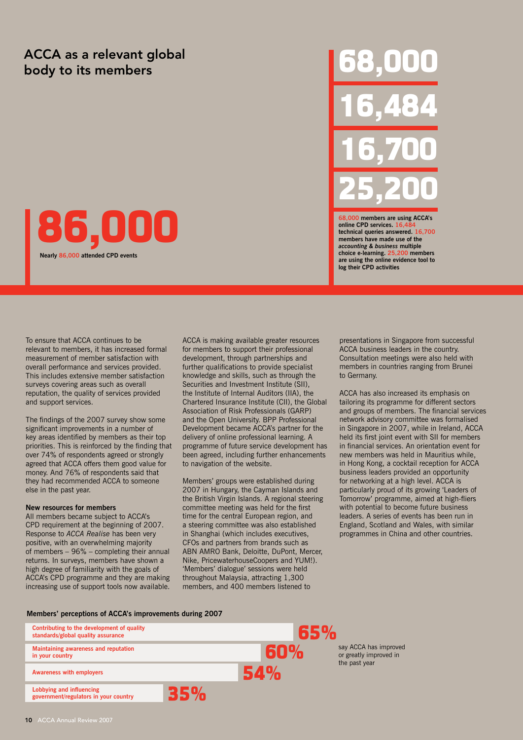## ACCA as a relevant global body to its members

**86,000**

**Nearly 86,000 attended CPD events**

**68,000**

**16,484**

**16,700**

**25,200**

**68,000 members are using ACCA's online CPD services. 16,484 technical queries answered. 16,700 members have made use of the *accounting & business* multiple choice e-learning. 25,200 members are using the online evidence tool to log their CPD activities**

To ensure that ACCA continues to be relevant to members, it has increased formal measurement of member satisfaction with overall performance and services provided. This includes extensive member satisfaction surveys covering areas such as overall reputation, the quality of services provided and support services.

The findings of the 2007 survey show some significant improvements in a number of key areas identified by members as their top priorities. This is reinforced by the finding that over 74% of respondents agreed or strongly agreed that ACCA offers them good value for money. And 76% of respondents said that they had recommended ACCA to someone else in the past year.

**New resources for members**

All members became subject to ACCA's CPD requirement at the beginning of 2007. Response to *ACCA Realise* has been very positive, with an overwhelming majority of members – 96% – completing their annual returns. In surveys, members have shown a high degree of familiarity with the goals of ACCA's CPD programme and they are making increasing use of support tools now available.

ACCA is making available greater resources for members to support their professional development, through partnerships and further qualifications to provide specialist knowledge and skills, such as through the Securities and Investment Institute (SII), the Institute of Internal Auditors (IIA), the Chartered Insurance Institute (CII), the Global Association of Risk Professionals (GARP) and the Open University. BPP Professional Development became ACCA's partner for the delivery of online professional learning. A programme of future service development has been agreed, including further enhancements to navigation of the website.

Members' groups were established during 2007 in Hungary, the Cayman Islands and the British Virgin Islands. A regional steering committee meeting was held for the first time for the central European region, and a steering committee was also established in Shanghai (which includes executives, CFOs and partners from brands such as ABN AMRO Bank, Deloitte, DuPont, Mercer, Nike, PricewaterhouseCoopers and YUM!). 'Members' dialogue' sessions were held throughout Malaysia, attracting 1,300 members, and 400 members listened to presentations in Singapore from successful ACCA business leaders in the country. Consultation meetings were also held with members in countries ranging from Brunei to Germany.

ACCA has also increased its emphasis on tailoring its programme for different sectors and groups of members. The financial services network advisory committee was formalised in Singapore in 2007, while in Ireland, ACCA held its first joint event with SII for members in financial services. An orientation event for new members was held in Mauritius while, in Hong Kong, a cocktail reception for ACCA business leaders provided an opportunity for networking at a high level. ACCA is particularly proud of its growing 'Leaders of Tomorrow' programme, aimed at high-fliers with potential to become future business leaders. A series of events has been run in England, Scotland and Wales, with similar programmes in China and other countries.

**Members' perceptions of ACCA's improvements during 2007**

| Area | % |
|---|---|
| Contributing to the development of quality standards/global quality assurance | 65% |
| Maintaining awareness and reputation in your country | 60% |
| Awareness with employers | 54% |
| Lobbying and influencing government/regulators in your country | 35% |

say ACCA has improved or greatly improved in the past year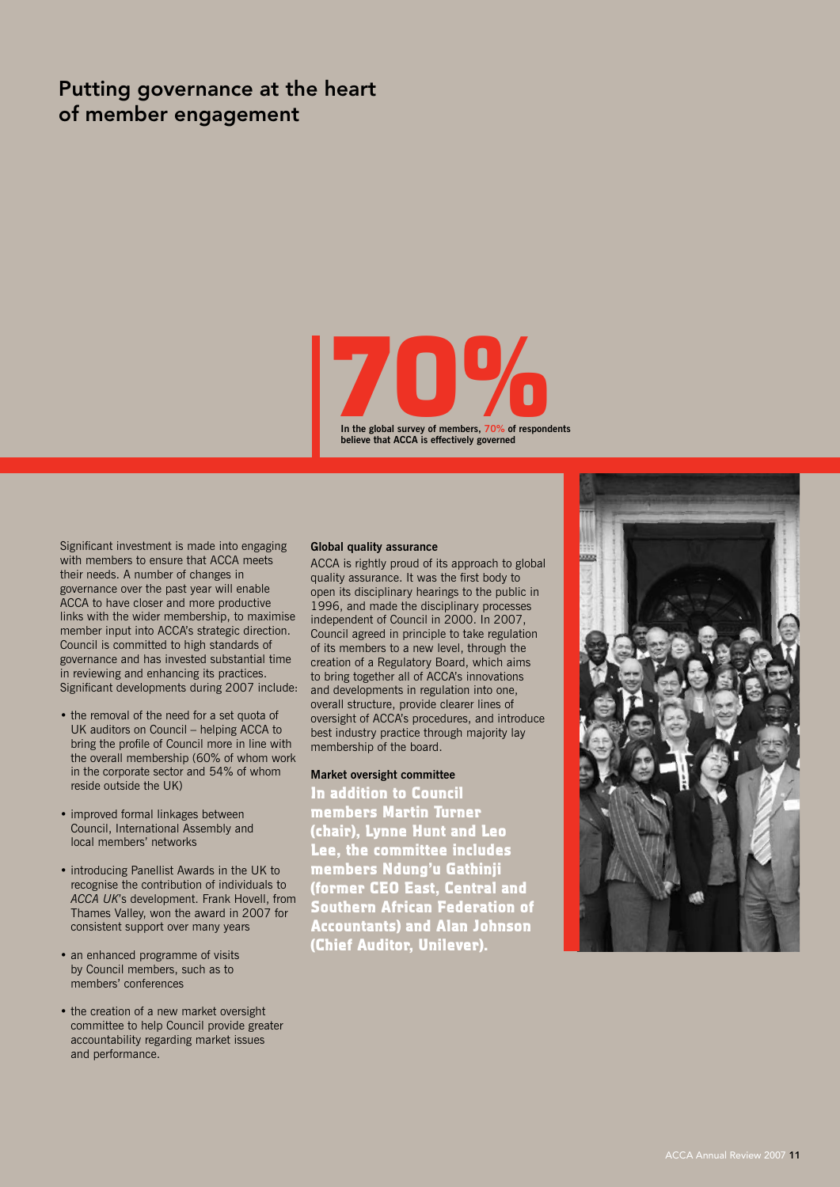# Putting governance at the heart of member engagement

**70%**

**In the global survey of members, 70% of respondents believe that ACCA is effectively governed**

Significant investment is made into engaging with members to ensure that ACCA meets their needs. A number of changes in governance over the past year will enable ACCA to have closer and more productive links with the wider membership, to maximise member input into ACCA's strategic direction. Council is committed to high standards of governance and has invested substantial time in reviewing and enhancing its practices. Significant developments during 2007 include:

- the removal of the need for a set quota of UK auditors on Council – helping ACCA to bring the profile of Council more in line with the overall membership (60% of whom work in the corporate sector and 54% of whom reside outside the UK)
- improved formal linkages between Council, International Assembly and local members' networks
- introducing Panellist Awards in the UK to recognise the contribution of individuals to *ACCA UK*'s development. Frank Hovell, from Thames Valley, won the award in 2007 for consistent support over many years
- an enhanced programme of visits by Council members, such as to members' conferences
- the creation of a new market oversight committee to help Council provide greater accountability regarding market issues and performance.

**Global quality assurance**

ACCA is rightly proud of its approach to global quality assurance. It was the first body to open its disciplinary hearings to the public in 1996, and made the disciplinary processes independent of Council in 2000. In 2007, Council agreed in principle to take regulation of its members to a new level, through the creation of a Regulatory Board, which aims to bring together all of ACCA's innovations and developments in regulation into one, overall structure, provide clearer lines of oversight of ACCA's procedures, and introduce best industry practice through majority lay membership of the board.

**Market oversight committee**

**In addition to Council members Martin Turner (chair), Lynne Hunt and Leo Lee, the committee includes members Ndung'u Gathinji (former CEO East, Central and Southern African Federation of Accountants) and Alan Johnson (Chief Auditor, Unilever).**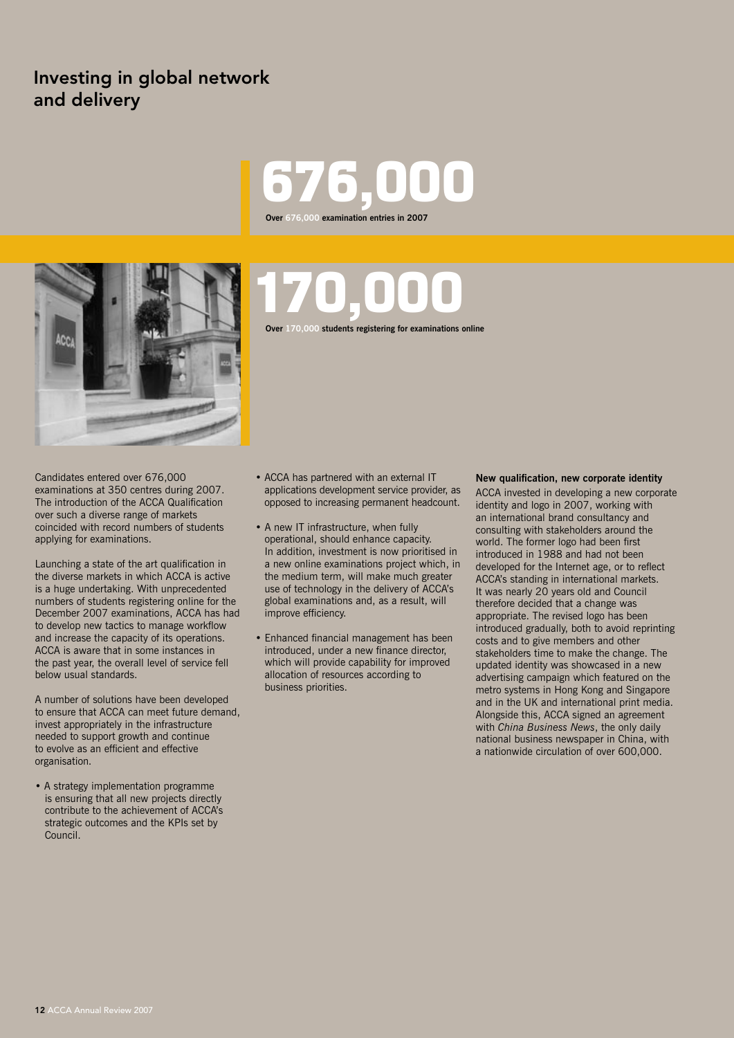# Investing in global network and delivery

**676,000**

**Over 676,000 examination entries in 2007**

**170,000**

**Over 170,000 students registering for examinations online**

Candidates entered over 676,000 examinations at 350 centres during 2007. The introduction of the ACCA Qualification over such a diverse range of markets coincided with record numbers of students applying for examinations.

Launching a state of the art qualification in the diverse markets in which ACCA is active is a huge undertaking. With unprecedented numbers of students registering online for the December 2007 examinations, ACCA has had to develop new tactics to manage workflow and increase the capacity of its operations. ACCA is aware that in some instances in the past year, the overall level of service fell below usual standards.

A number of solutions have been developed to ensure that ACCA can meet future demand, invest appropriately in the infrastructure needed to support growth and continue to evolve as an efficient and effective organisation.

- A strategy implementation programme is ensuring that all new projects directly contribute to the achievement of ACCA's strategic outcomes and the KPIs set by Council.
- ACCA has partnered with an external IT applications development service provider, as opposed to increasing permanent headcount.
- A new IT infrastructure, when fully operational, should enhance capacity. In addition, investment is now prioritised in a new online examinations project which, in the medium term, will make much greater use of technology in the delivery of ACCA's global examinations and, as a result, will improve efficiency.
- Enhanced financial management has been introduced, under a new finance director, which will provide capability for improved allocation of resources according to business priorities.

**New qualification, new corporate identity**

ACCA invested in developing a new corporate identity and logo in 2007, working with an international brand consultancy and consulting with stakeholders around the world. The former logo had been first introduced in 1988 and had not been developed for the Internet age, or to reflect ACCA's standing in international markets. It was nearly 20 years old and Council therefore decided that a change was appropriate. The revised logo has been introduced gradually, both to avoid reprinting costs and to give members and other stakeholders time to make the change. The updated identity was showcased in a new advertising campaign which featured on the metro systems in Hong Kong and Singapore and in the UK and international print media. Alongside this, ACCA signed an agreement with *China Business News*, the only daily national business newspaper in China, with a nationwide circulation of over 600,000.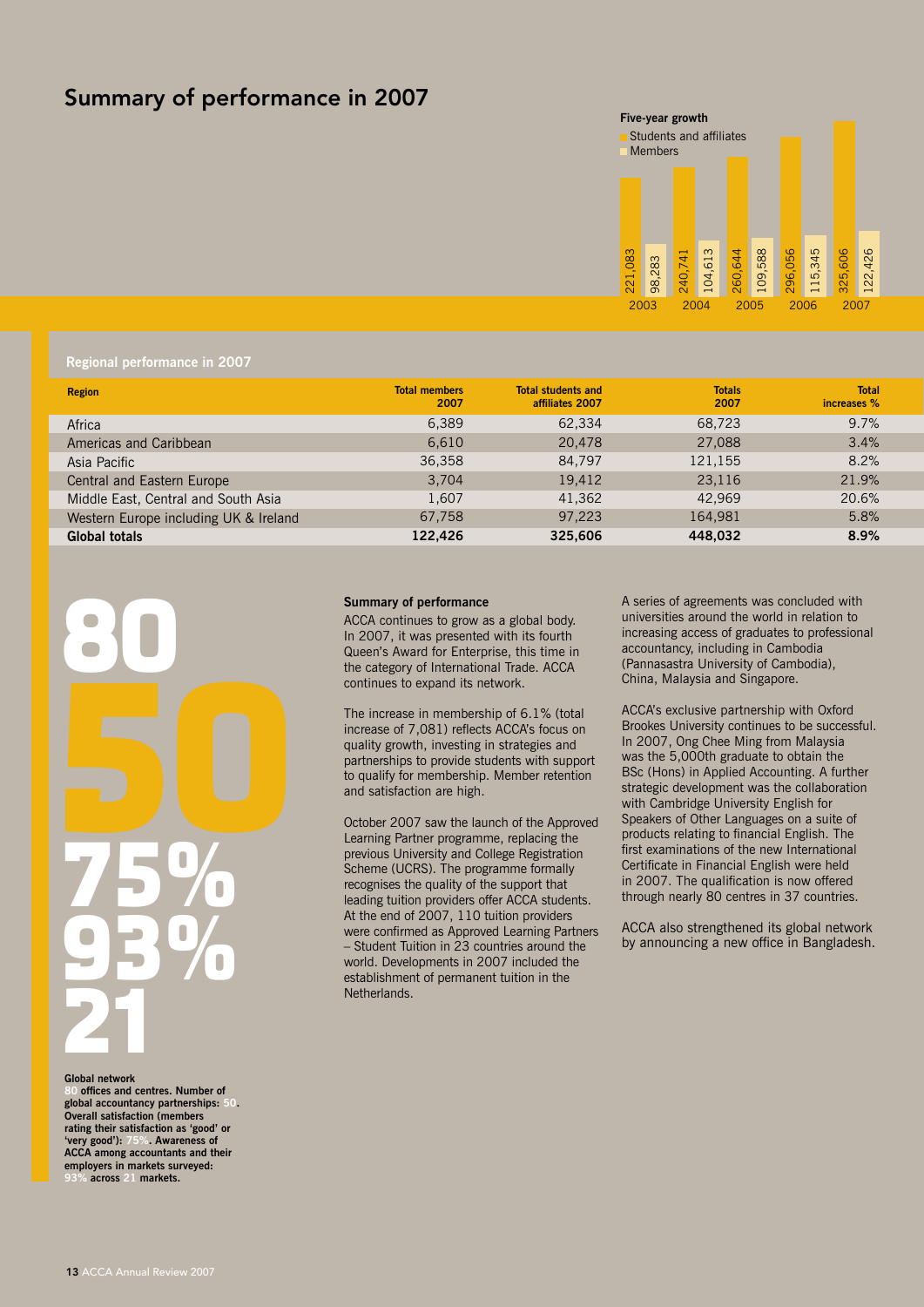# Summary of performance in 2007

**Five-year growth**

- Students and affiliates
- Members

| Year | Students and affiliates | Members |
|---|---|---|
| 2003 | 221,083 | 98,283 |
| 2004 | 240,741 | 104,613 |
| 2005 | 260,644 | 109,588 |
| 2006 | 296,056 | 115,345 |
| 2007 | 325,606 | 122,426 |

## Regional performance in 2007

| Region | Total members 2007 | Total students and affiliates 2007 | Totals 2007 | Total increases % |
|---|---|---|---|---|
| Africa | 6,389 | 62,334 | 68,723 | 9.7% |
| Americas and Caribbean | 6,610 | 20,478 | 27,088 | 3.4% |
| Asia Pacific | 36,358 | 84,797 | 121,155 | 8.2% |
| Central and Eastern Europe | 3,704 | 19,412 | 23,116 | 21.9% |
| Middle East, Central and South Asia | 1,607 | 41,362 | 42,969 | 20.6% |
| Western Europe including UK & Ireland | 67,758 | 97,223 | 164,981 | 5.8% |
| **Global totals** | **122,426** | **325,606** | **448,032** | **8.9%** |

**80**
**50**
**75%**
**93%**
**21**

**Global network**
**80 offices and centres. Number of global accountancy partnerships: 50. Overall satisfaction (members rating their satisfaction as 'good' or 'very good'): 75%. Awareness of ACCA among accountants and their employers in markets surveyed: 93% across 21 markets.**

### Summary of performance

ACCA continues to grow as a global body. In 2007, it was presented with its fourth Queen's Award for Enterprise, this time in the category of International Trade. ACCA continues to expand its network.

The increase in membership of 6.1% (total increase of 7,081) reflects ACCA's focus on quality growth, investing in strategies and partnerships to provide students with support to qualify for membership. Member retention and satisfaction are high.

October 2007 saw the launch of the Approved Learning Partner programme, replacing the previous University and College Registration Scheme (UCRS). The programme formally recognises the quality of the support that leading tuition providers offer ACCA students. At the end of 2007, 110 tuition providers were confirmed as Approved Learning Partners – Student Tuition in 23 countries around the world. Developments in 2007 included the establishment of permanent tuition in the Netherlands.

A series of agreements was concluded with universities around the world in relation to increasing access of graduates to professional accountancy, including in Cambodia (Pannasastra University of Cambodia), China, Malaysia and Singapore.

ACCA's exclusive partnership with Oxford Brookes University continues to be successful. In 2007, Ong Chee Ming from Malaysia was the 5,000th graduate to obtain the BSc (Hons) in Applied Accounting. A further strategic development was the collaboration with Cambridge University English for Speakers of Other Languages on a suite of products relating to financial English. The first examinations of the new International Certificate in Financial English were held in 2007. The qualification is now offered through nearly 80 centres in 37 countries.

ACCA also strengthened its global network by announcing a new office in Bangladesh.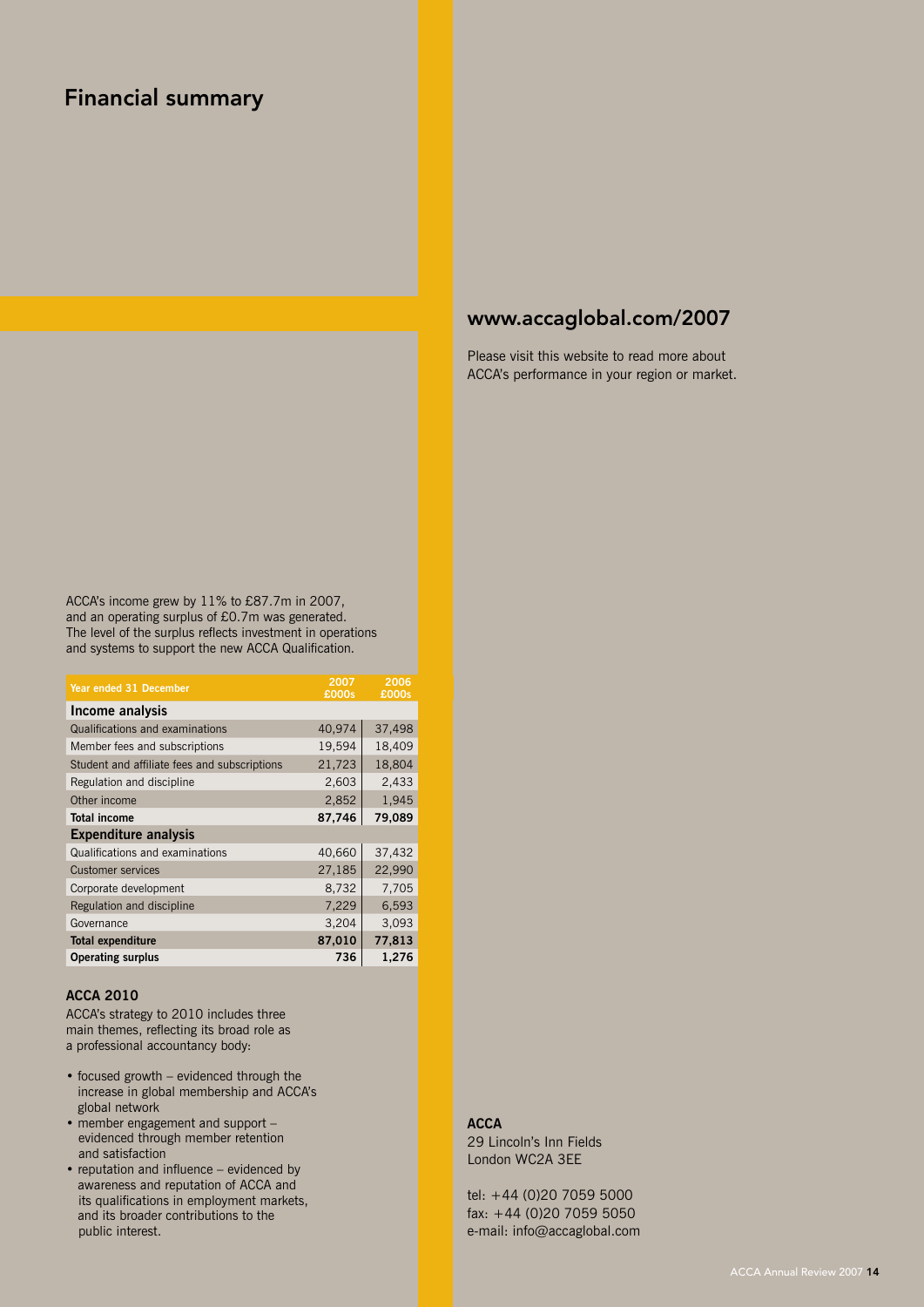# Financial summary

ACCA's income grew by 11% to £87.7m in 2007, and an operating surplus of £0.7m was generated. The level of the surplus reflects investment in operations and systems to support the new ACCA Qualification.

| Year ended 31 December | 2007 £000s | 2006 £000s |
|---|---|---|
| **Income analysis** | | |
| Qualifications and examinations | 40,974 | 37,498 |
| Member fees and subscriptions | 19,594 | 18,409 |
| Student and affiliate fees and subscriptions | 21,723 | 18,804 |
| Regulation and discipline | 2,603 | 2,433 |
| Other income | 2,852 | 1,945 |
| **Total income** | **87,746** | **79,089** |
| **Expenditure analysis** | | |
| Qualifications and examinations | 40,660 | 37,432 |
| Customer services | 27,185 | 22,990 |
| Corporate development | 8,732 | 7,705 |
| Regulation and discipline | 7,229 | 6,593 |
| Governance | 3,204 | 3,093 |
| **Total expenditure** | **87,010** | **77,813** |
| **Operating surplus** | **736** | **1,276** |

### ACCA 2010

ACCA's strategy to 2010 includes three main themes, reflecting its broad role as a professional accountancy body:

- focused growth – evidenced through the increase in global membership and ACCA's global network
- member engagement and support – evidenced through member retention and satisfaction
- reputation and influence – evidenced by awareness and reputation of ACCA and its qualifications in employment markets, and its broader contributions to the public interest.

## www.accaglobal.com/2007

Please visit this website to read more about ACCA's performance in your region or market.

**ACCA**
29 Lincoln's Inn Fields
London WC2A 3EE

tel: +44 (0)20 7059 5000
fax: +44 (0)20 7059 5050
e-mail: info@accaglobal.com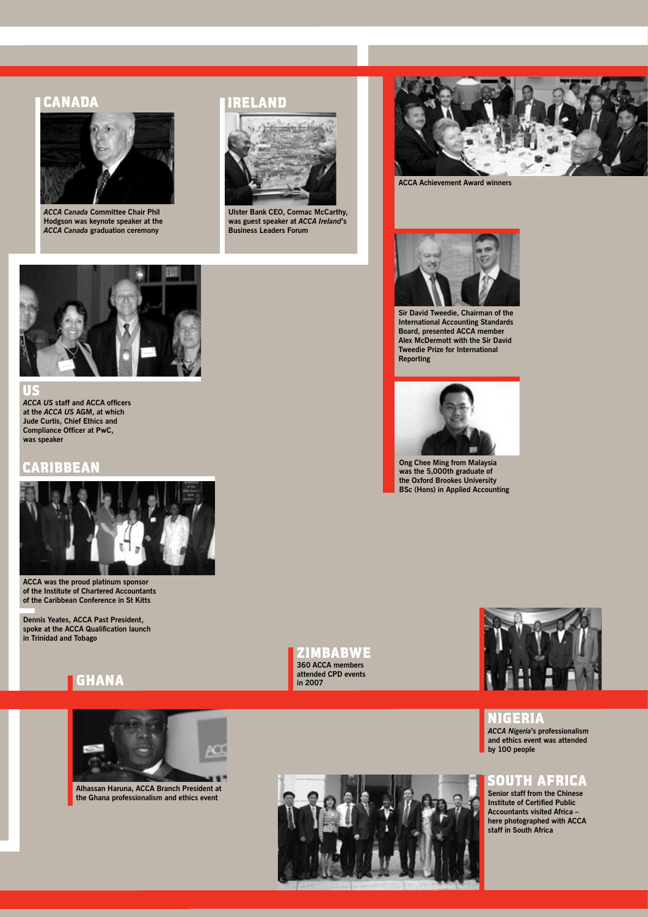## CANADA

*ACCA Canada* Committee Chair Phil Hodgson was keynote speaker at the *ACCA Canada* graduation ceremony

## IRELAND

Ulster Bank CEO, Cormac McCarthy, was guest speaker at *ACCA Ireland*'s Business Leaders Forum

ACCA Achievement Award winners

Sir David Tweedie, Chairman of the International Accounting Standards Board, presented ACCA member Alex McDermott with the Sir David Tweedie Prize for International Reporting

Ong Chee Ming from Malaysia was the 5,000th graduate of the Oxford Brookes University BSc (Hons) in Applied Accounting

## US

*ACCA US* staff and ACCA officers at the *ACCA US* AGM, at which Jude Curtis, Chief Ethics and Compliance Officer at PwC, was speaker

## CARIBBEAN

ACCA was the proud platinum sponsor of the Institute of Chartered Accountants of the Caribbean Conference in St Kitts

Dennis Yeates, ACCA Past President, spoke at the ACCA Qualification launch in Trinidad and Tobago

## GHANA

Alhassan Haruna, ACCA Branch President at the Ghana professionalism and ethics event

## ZIMBABWE

360 ACCA members attended CPD events in 2007

## NIGERIA

*ACCA Nigeria*'s professionalism and ethics event was attended by 100 people

## SOUTH AFRICA

Senior staff from the Chinese Institute of Certified Public Accountants visited Africa – here photographed with ACCA staff in South Africa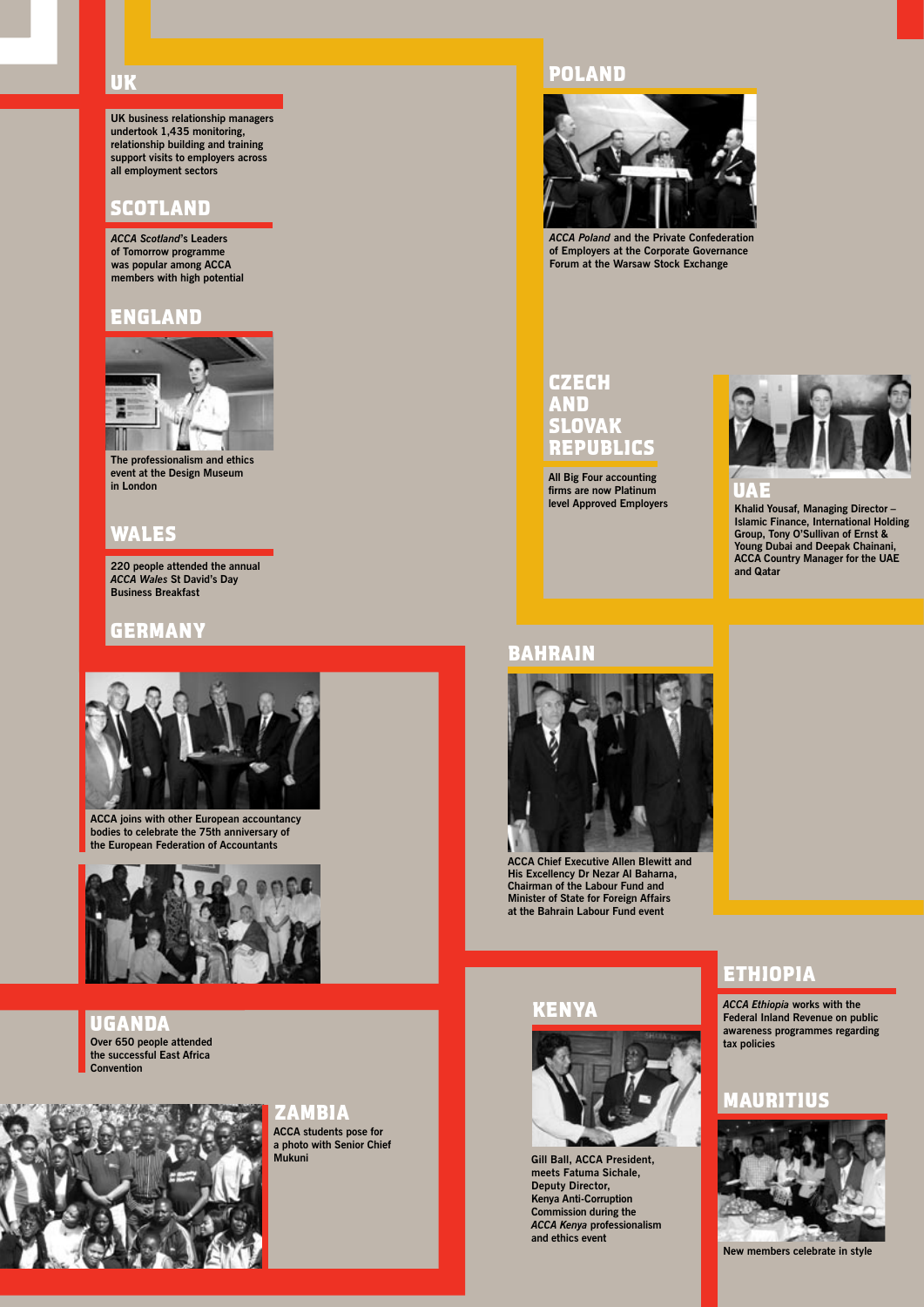## UK

UK business relationship managers undertook 1,435 monitoring, relationship building and training support visits to employers across all employment sectors

## SCOTLAND

*ACCA Scotland*'s Leaders of Tomorrow programme was popular among ACCA members with high potential

## ENGLAND

The professionalism and ethics event at the Design Museum in London

## WALES

220 people attended the annual *ACCA Wales* St David's Day Business Breakfast

## GERMANY

ACCA joins with other European accountancy bodies to celebrate the 75th anniversary of the European Federation of Accountants

## UGANDA

Over 650 people attended the successful East Africa Convention

## ZAMBIA

ACCA students pose for a photo with Senior Chief Mukuni

## POLAND

*ACCA Poland* and the Private Confederation of Employers at the Corporate Governance Forum at the Warsaw Stock Exchange

## CZECH AND SLOVAK REPUBLICS

All Big Four accounting firms are now Platinum level Approved Employers

## UAE

Khalid Yousaf, Managing Director – Islamic Finance, International Holding Group, Tony O'Sullivan of Ernst & Young Dubai and Deepak Chainani, ACCA Country Manager for the UAE and Qatar

## BAHRAIN

ACCA Chief Executive Allen Blewitt and His Excellency Dr Nezar Al Baharna, Chairman of the Labour Fund and Minister of State for Foreign Affairs at the Bahrain Labour Fund event

## KENYA

Gill Ball, ACCA President, meets Fatuma Sichale, Deputy Director, Kenya Anti-Corruption Commission during the *ACCA Kenya* professionalism and ethics event

## ETHIOPIA

*ACCA Ethiopia* works with the Federal Inland Revenue on public awareness programmes regarding tax policies

## MAURITIUS

New members celebrate in style